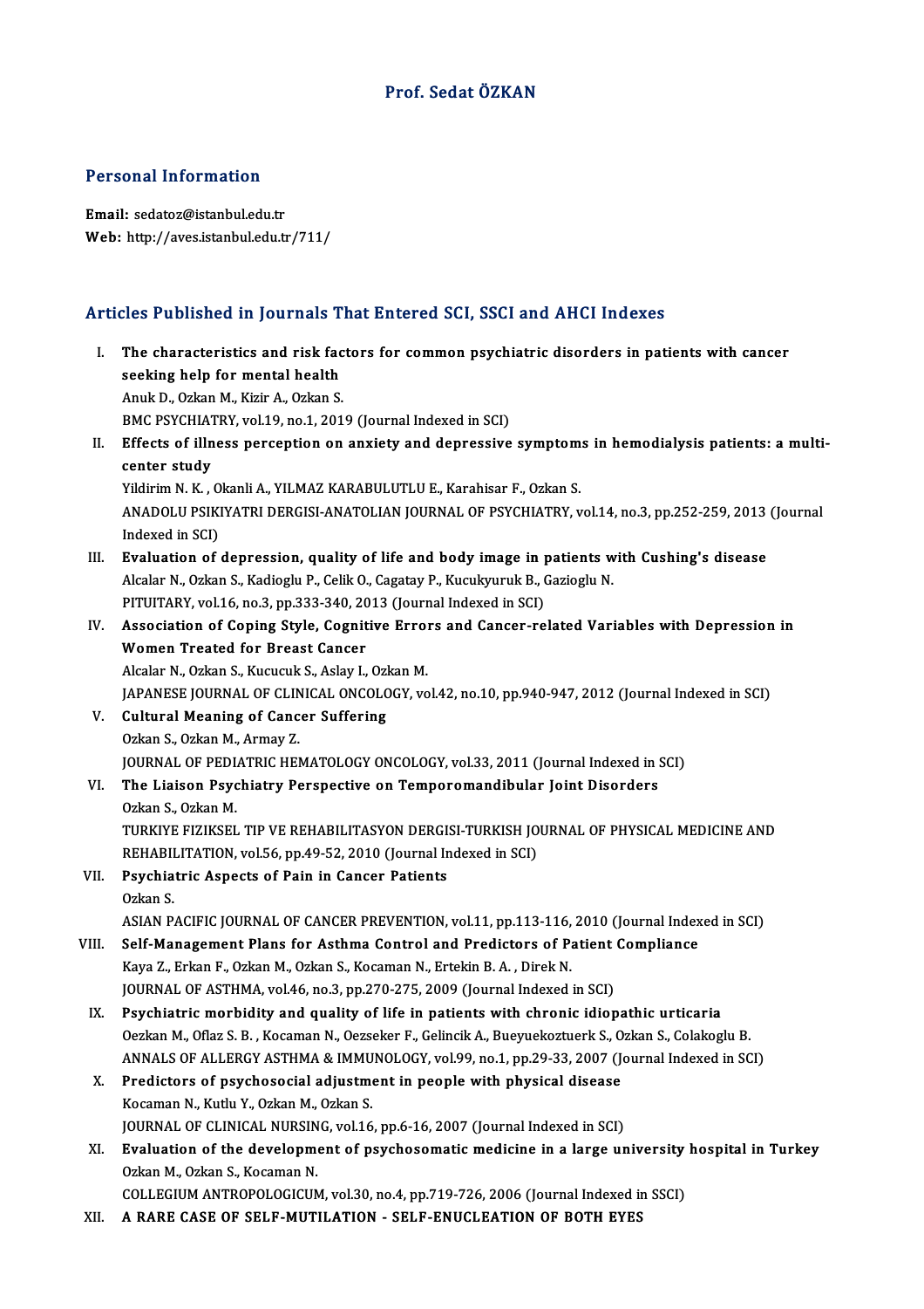# Prof. Sedat ÖZKAN

## Personal Information

**Email:** sedatoz@istanbul.edu.tr
**Web:** http://aves.istanbul.edu.tr/711/

## Articles Published in Journals That Entered SCI, SSCI and AHCI Indexes

I. **The characteristics and risk factors for common psychiatric disorders in patients with cancer seeking help for mental health**
Anuk D., Ozkan M., Kizir A., Ozkan S.
BMC PSYCHIATRY, vol.19, no.1, 2019 (Journal Indexed in SCI)

II. **Effects of illness perception on anxiety and depressive symptoms in hemodialysis patients: a multi-center study**
Yildirim N. K. , Okanli A., YILMAZ KARABULUTLU E., Karahisar F., Ozkan S.
ANADOLU PSIKIYATRI DERGISI-ANATOLIAN JOURNAL OF PSYCHIATRY, vol.14, no.3, pp.252-259, 2013 (Journal Indexed in SCI)

III. **Evaluation of depression, quality of life and body image in patients with Cushing's disease**
Alcalar N., Ozkan S., Kadioglu P., Celik O., Cagatay P., Kucukyuruk B., Gazioglu N.
PITUITARY, vol.16, no.3, pp.333-340, 2013 (Journal Indexed in SCI)

IV. **Association of Coping Style, Cognitive Errors and Cancer-related Variables with Depression in Women Treated for Breast Cancer**
Alcalar N., Ozkan S., Kucucuk S., Aslay I., Ozkan M.
JAPANESE JOURNAL OF CLINICAL ONCOLOGY, vol.42, no.10, pp.940-947, 2012 (Journal Indexed in SCI)

V. **Cultural Meaning of Cancer Suffering**
Ozkan S., Ozkan M., Armay Z.
JOURNAL OF PEDIATRIC HEMATOLOGY ONCOLOGY, vol.33, 2011 (Journal Indexed in SCI)

VI. **The Liaison Psychiatry Perspective on Temporomandibular Joint Disorders**
Ozkan S., Ozkan M.
TURKIYE FIZIKSEL TIP VE REHABILITASYON DERGISI-TURKISH JOURNAL OF PHYSICAL MEDICINE AND REHABILITATION, vol.56, pp.49-52, 2010 (Journal Indexed in SCI)

VII. **Psychiatric Aspects of Pain in Cancer Patients**
Ozkan S.
ASIAN PACIFIC JOURNAL OF CANCER PREVENTION, vol.11, pp.113-116, 2010 (Journal Indexed in SCI)

VIII. **Self-Management Plans for Asthma Control and Predictors of Patient Compliance**
Kaya Z., Erkan F., Ozkan M., Ozkan S., Kocaman N., Ertekin B. A. , Direk N.
JOURNAL OF ASTHMA, vol.46, no.3, pp.270-275, 2009 (Journal Indexed in SCI)

IX. **Psychiatric morbidity and quality of life in patients with chronic idiopathic urticaria**
Oezkan M., Oflaz S. B. , Kocaman N., Oezseker F., Gelincik A., Bueyuekoztuerk S., Ozkan S., Colakoglu B.
ANNALS OF ALLERGY ASTHMA & IMMUNOLOGY, vol.99, no.1, pp.29-33, 2007 (Journal Indexed in SCI)

X. **Predictors of psychosocial adjustment in people with physical disease**
Kocaman N., Kutlu Y., Ozkan M., Ozkan S.
JOURNAL OF CLINICAL NURSING, vol.16, pp.6-16, 2007 (Journal Indexed in SCI)

XI. **Evaluation of the development of psychosomatic medicine in a large university hospital in Turkey**
Ozkan M., Ozkan S., Kocaman N.
COLLEGIUM ANTROPOLOGICUM, vol.30, no.4, pp.719-726, 2006 (Journal Indexed in SSCI)

XII. **A RARE CASE OF SELF-MUTILATION - SELF-ENUCLEATION OF BOTH EYES**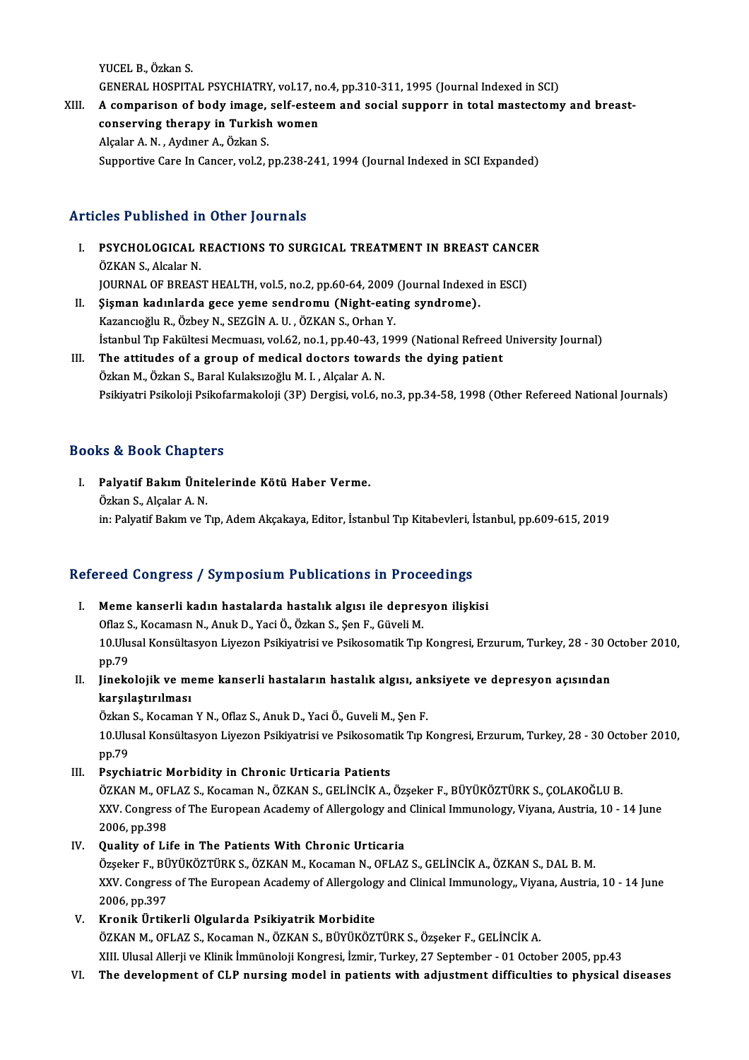YUCEL B., Özkan S.
GENERAL HOSPITAL PSYCHIATRY, vol.17, no.4, pp.310-311, 1995 (Journal Indexed in SCI)

XIII. **A comparison of body image, self-esteem and social supporr in total mastectomy and breast-conserving therapy in Turkish women**
Alçalar A. N. , Aydıner A., Özkan S.
Supportive Care In Cancer, vol.2, pp.238-241, 1994 (Journal Indexed in SCI Expanded)

## Articles Published in Other Journals

I. **PSYCHOLOGICAL REACTIONS TO SURGICAL TREATMENT IN BREAST CANCER**
ÖZKAN S., Alcalar N.
JOURNAL OF BREAST HEALTH, vol.5, no.2, pp.60-64, 2009 (Journal Indexed in ESCI)

II. **Şişman kadınlarda gece yeme sendromu (Night-eating syndrome).**
Kazancıoğlu R., Özbey N., SEZGİN A. U. , ÖZKAN S., Orhan Y.
İstanbul Tıp Fakültesi Mecmuası, vol.62, no.1, pp.40-43, 1999 (National Refreed University Journal)

III. **The attitudes of a group of medical doctors towards the dying patient**
Özkan M., Özkan S., Baral Kulaksızoğlu M. I. , Alçalar A. N.
Psikiyatri Psikoloji Psikofarmakoloji (3P) Dergisi, vol.6, no.3, pp.34-58, 1998 (Other Refereed National Journals)

## Books & Book Chapters

I. **Palyatif Bakım Ünitelerinde Kötü Haber Verme.**
Özkan S., Alçalar A. N.
in: Palyatif Bakım ve Tıp, Adem Akçakaya, Editor, İstanbul Tıp Kitabevleri, İstanbul, pp.609-615, 2019

## Refereed Congress / Symposium Publications in Proceedings

I. **Meme kanserli kadın hastalarda hastalık algısı ile depresyon ilişkisi**
Oflaz S., Kocamasn N., Anuk D., Yaci Ö., Özkan S., Şen F., Güveli M.
10.Ulusal Konsültasyon Liyezon Psikiyatrisi ve Psikosomatik Tıp Kongresi, Erzurum, Turkey, 28 - 30 October 2010, pp.79

II. **Jinekolojik ve meme kanserli hastaların hastalık algısı, anksiyete ve depresyon açısından karşılaştırılması**
Özkan S., Kocaman Y N., Oflaz S., Anuk D., Yaci Ö., Guveli M., Şen F.
10.Ulusal Konsültasyon Liyezon Psikiyatrisi ve Psikosomatik Tıp Kongresi, Erzurum, Turkey, 28 - 30 October 2010, pp.79

III. **Psychiatric Morbidity in Chronic Urticaria Patients**
ÖZKAN M., OFLAZ S., Kocaman N., ÖZKAN S., GELİNCİK A., Özşeker F., BÜYÜKÖZTÜRK S., ÇOLAKOĞLU B.
XXV. Congress of The European Academy of Allergology and Clinical Immunology, Viyana, Austria, 10 - 14 June 2006, pp.398

IV. **Quality of Life in The Patients With Chronic Urticaria**
Özşeker F., BÜYÜKÖZTÜRK S., ÖZKAN M., Kocaman N., OFLAZ S., GELİNCİK A., ÖZKAN S., DAL B. M.
XXV. Congress of The European Academy of Allergology and Clinical Immunology,, Viyana, Austria, 10 - 14 June 2006, pp.397

V. **Kronik Ürtikerli Olgularda Psikiyatrik Morbidite**
ÖZKAN M., OFLAZ S., Kocaman N., ÖZKAN S., BÜYÜKÖZTÜRK S., Özşeker F., GELİNCİK A.
XIII. Ulusal Allerji ve Klinik İmmünoloji Kongresi, İzmir, Turkey, 27 September - 01 October 2005, pp.43

VI. **The development of CLP nursing model in patients with adjustment difficulties to physical diseases**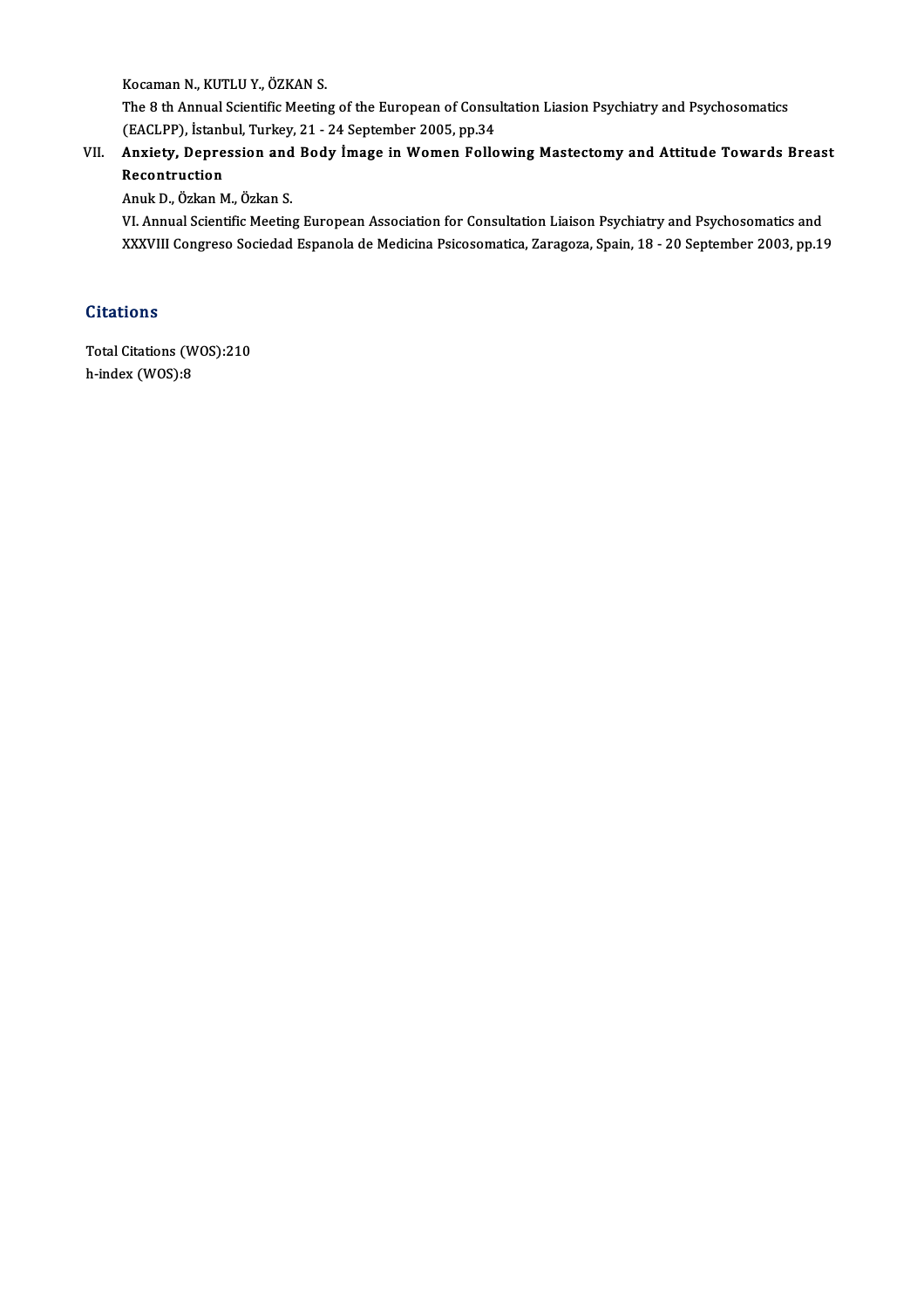Kocaman N., KUTLU Y., ÖZKAN S.

The 8 th Annual Scientific Meeting of the European of Consultation Liasion Psychiatry and Psychosomatics (EACLPP), İstanbul, Turkey, 21 - 24 September 2005, pp.34

VII. **Anxiety, Depression and Body İmage in Women Following Mastectomy and Attitude Towards Breast Recontruction**

Anuk D., Özkan M., Özkan S.

VI. Annual Scientific Meeting European Association for Consultation Liaison Psychiatry and Psychosomatics and XXXVIII Congreso Sociedad Espanola de Medicina Psicosomatica, Zaragoza, Spain, 18 - 20 September 2003, pp.19

## Citations

Total Citations (WOS):210

h-index (WOS):8